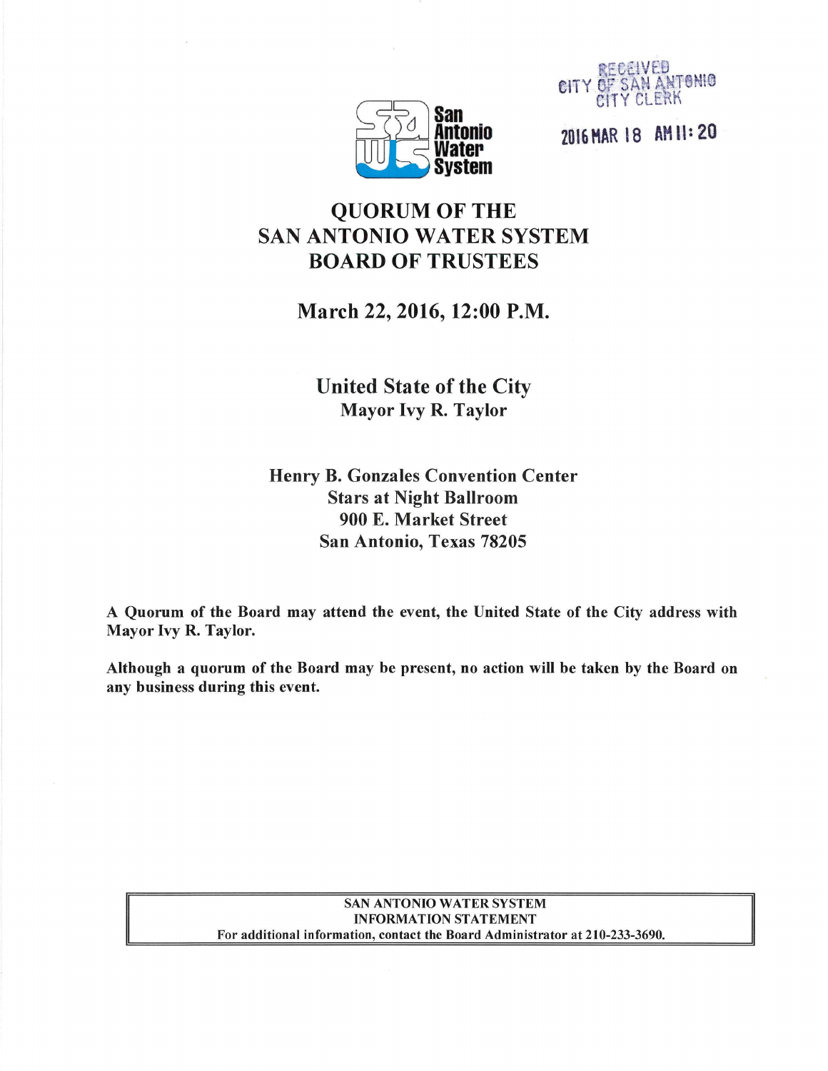San Antonio Water System

RECEIVED
CITY OF SAN ANTONIO
CITY CLERK

2016 MAR 18 AM 11: 20

# QUORUM OF THE SAN ANTONIO WATER SYSTEM BOARD OF TRUSTEES

## March 22, 2016, 12:00 P.M.

**United State of the City**
**Mayor Ivy R. Taylor**

**Henry B. Gonzales Convention Center**
**Stars at Night Ballroom**
**900 E. Market Street**
**San Antonio, Texas 78205**

**A Quorum of the Board may attend the event, the United State of the City address with Mayor Ivy R. Taylor.**

**Although a quorum of the Board may be present, no action will be taken by the Board on any business during this event.**

| SAN ANTONIO WATER SYSTEM INFORMATION STATEMENT |
| --- |
| For additional information, contact the Board Administrator at 210-233-3690. |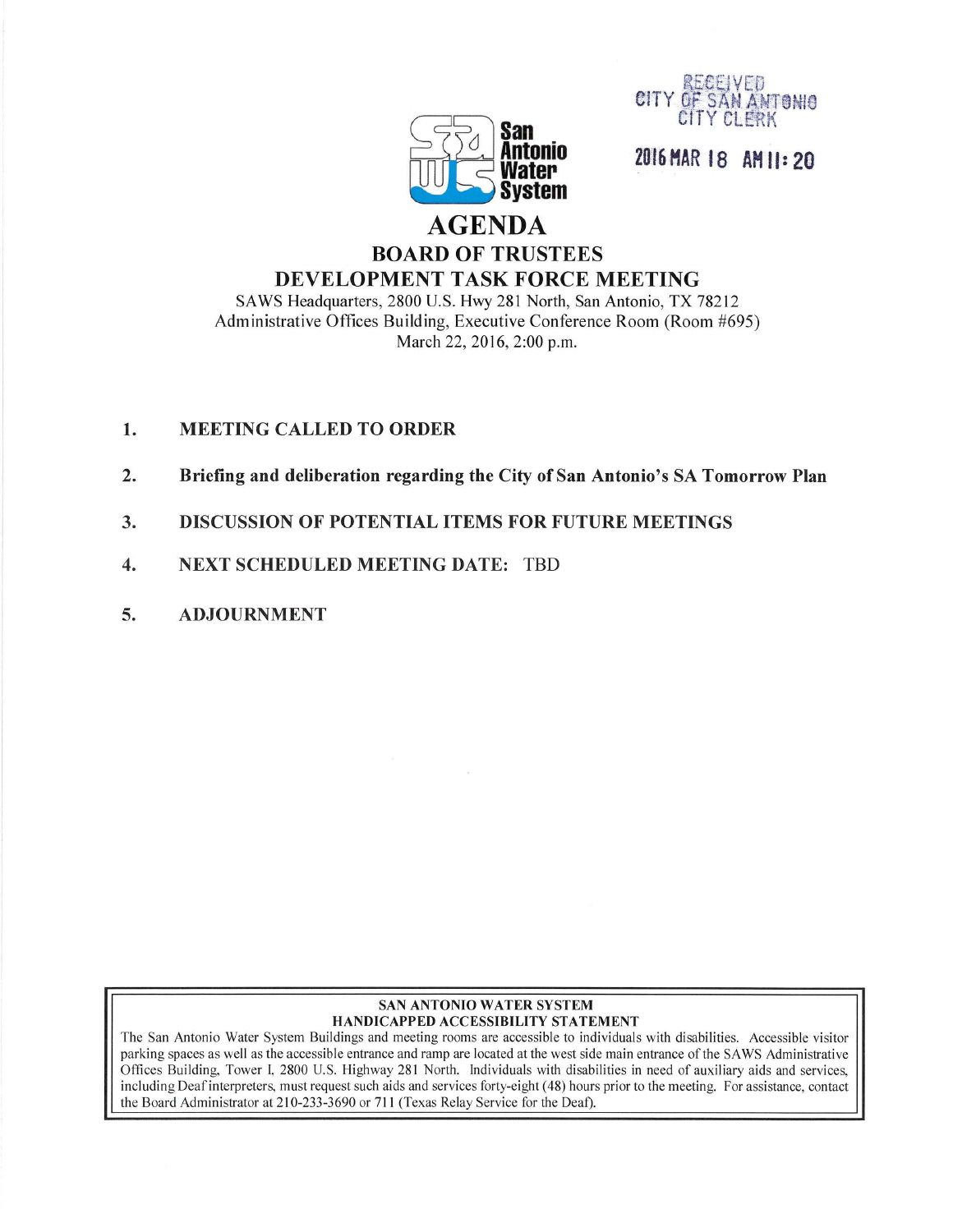San Antonio Water System

RECEIVED
CITY OF SAN ANTONIO
CITY CLERK

2016 MAR 18 AM 11:20

# AGENDA

## BOARD OF TRUSTEES
## DEVELOPMENT TASK FORCE MEETING

SAWS Headquarters, 2800 U.S. Hwy 281 North, San Antonio, TX 78212
Administrative Offices Building, Executive Conference Room (Room #695)
March 22, 2016, 2:00 p.m.

1. **MEETING CALLED TO ORDER**
2. **Briefing and deliberation regarding the City of San Antonio's SA Tomorrow Plan**
3. **DISCUSSION OF POTENTIAL ITEMS FOR FUTURE MEETINGS**
4. **NEXT SCHEDULED MEETING DATE:** TBD
5. **ADJOURNMENT**

**SAN ANTONIO WATER SYSTEM**
**HANDICAPPED ACCESSIBILITY STATEMENT**

The San Antonio Water System Buildings and meeting rooms are accessible to individuals with disabilities. Accessible visitor parking spaces as well as the accessible entrance and ramp are located at the west side main entrance of the SAWS Administrative Offices Building, Tower I, 2800 U.S. Highway 281 North. Individuals with disabilities in need of auxiliary aids and services, including Deaf interpreters, must request such aids and services forty-eight (48) hours prior to the meeting. For assistance, contact the Board Administrator at 210-233-3690 or 711 (Texas Relay Service for the Deaf).